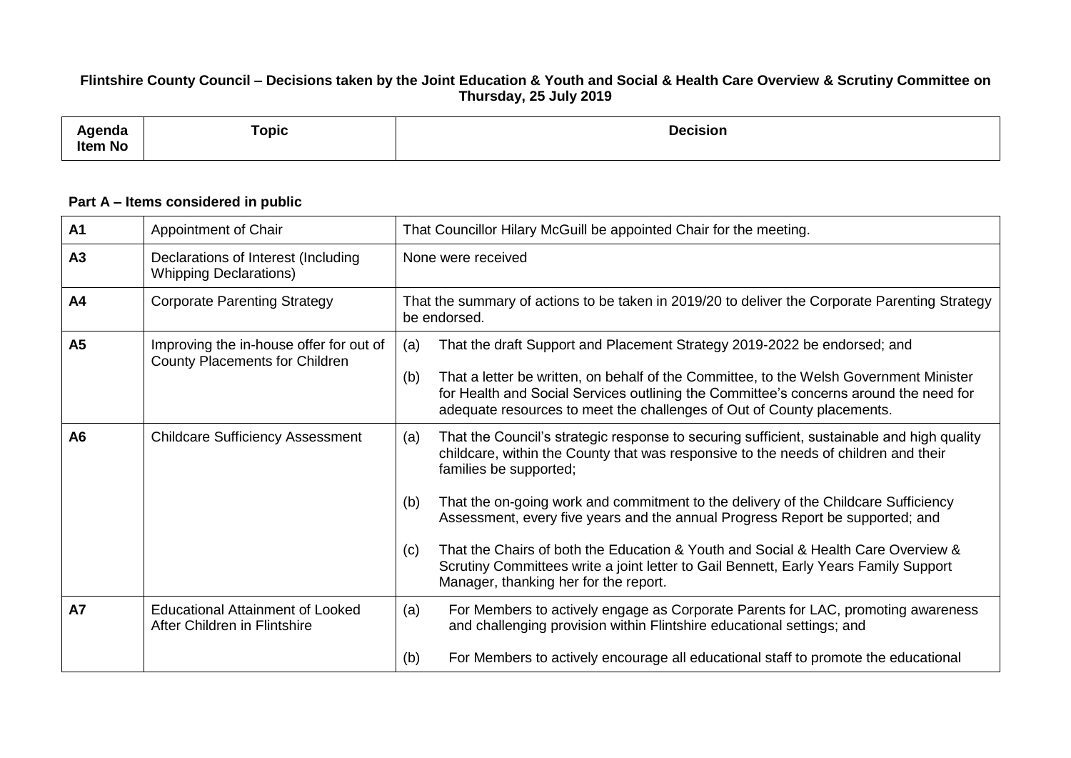**Flintshire County Council – Decisions taken by the Joint Education & Youth and Social & Health Care Overview & Scrutiny Committee on Thursday, 25 July 2019**

| Agenda Item No | Topic | Decision |
|---|---|---|

**Part A – Items considered in public**

| | | |
|---|---|---|
| **A1** | Appointment of Chair | That Councillor Hilary McGuill be appointed Chair for the meeting. |
| **A3** | Declarations of Interest (Including Whipping Declarations) | None were received |
| **A4** | Corporate Parenting Strategy | That the summary of actions to be taken in 2019/20 to deliver the Corporate Parenting Strategy be endorsed. |
| **A5** | Improving the in-house offer for out of County Placements for Children | (a) That the draft Support and Placement Strategy 2019-2022 be endorsed; and<br><br>(b) That a letter be written, on behalf of the Committee, to the Welsh Government Minister for Health and Social Services outlining the Committee's concerns around the need for adequate resources to meet the challenges of Out of County placements. |
| **A6** | Childcare Sufficiency Assessment | (a) That the Council's strategic response to securing sufficient, sustainable and high quality childcare, within the County that was responsive to the needs of children and their families be supported;<br><br>(b) That the on-going work and commitment to the delivery of the Childcare Sufficiency Assessment, every five years and the annual Progress Report be supported; and<br><br>(c) That the Chairs of both the Education & Youth and Social & Health Care Overview & Scrutiny Committees write a joint letter to Gail Bennett, Early Years Family Support Manager, thanking her for the report. |
| **A7** | Educational Attainment of Looked After Children in Flintshire | (a) For Members to actively engage as Corporate Parents for LAC, promoting awareness and challenging provision within Flintshire educational settings; and<br><br>(b) For Members to actively encourage all educational staff to promote the educational |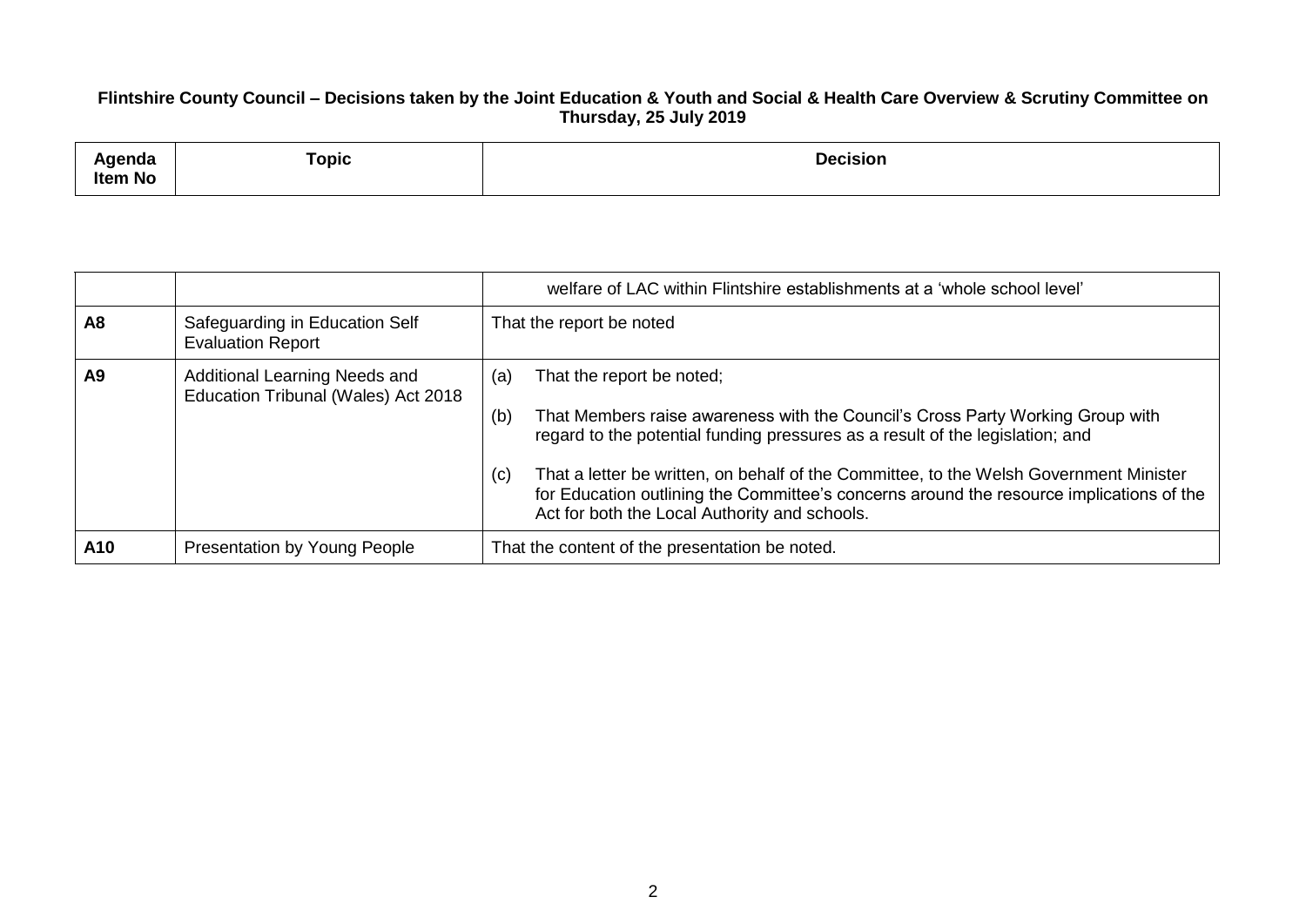**Flintshire County Council – Decisions taken by the Joint Education & Youth and Social & Health Care Overview & Scrutiny Committee on Thursday, 25 July 2019**

| Agenda Item No | Topic | Decision |
|---|---|---|
| | | welfare of LAC within Flintshire establishments at a 'whole school level' |
| **A8** | Safeguarding in Education Self Evaluation Report | That the report be noted |
| **A9** | Additional Learning Needs and Education Tribunal (Wales) Act 2018 | (a) That the report be noted;<br><br>(b) That Members raise awareness with the Council's Cross Party Working Group with regard to the potential funding pressures as a result of the legislation; and<br><br>(c) That a letter be written, on behalf of the Committee, to the Welsh Government Minister for Education outlining the Committee's concerns around the resource implications of the Act for both the Local Authority and schools. |
| **A10** | Presentation by Young People | That the content of the presentation be noted. |